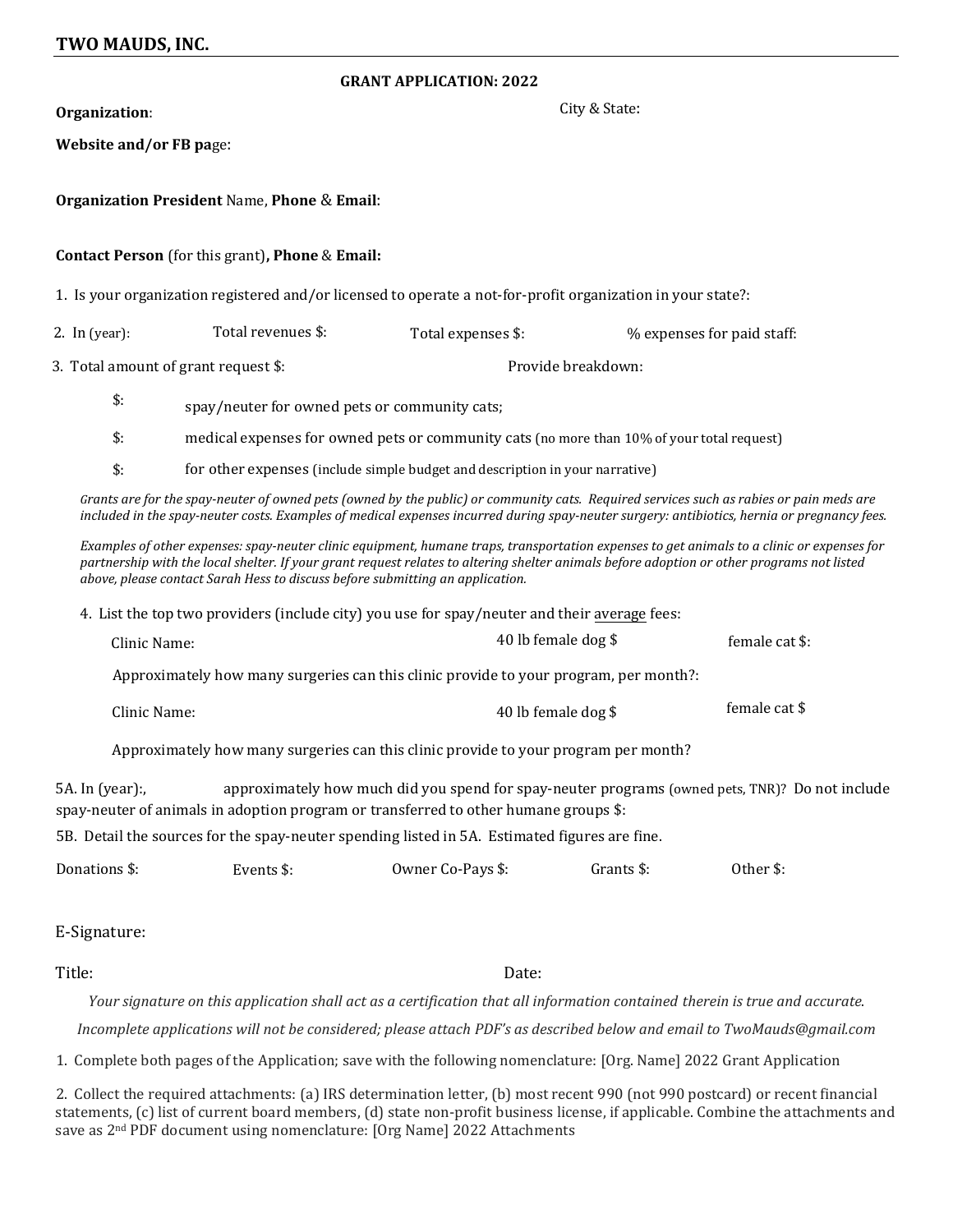## TWO MAUDS, INC.

### GRANT APPLICATION: 2022

**Organization**: City & State:

**Website and/or FB pa**ge:

**Organization President** Name, **Phone** & **Email**:

**Contact Person** (for this grant)**, Phone** & **Email:**

1. Is your organization registered and/or licensed to operate a not-for-profit organization in your state?:

2. In (year): Total revenues $: Total expenses $: % expenses for paid staff:

3. Total amount of grant request $: Provide breakdown:

   $: spay/neuter for owned pets or community cats;

   $: medical expenses for owned pets or community cats (no more than 10% of your total request)

   $: for other expenses (include simple budget and description in your narrative)

*Grants are for the spay-neuter of owned pets (owned by the public) or community cats. Required services such as rabies or pain meds are included in the spay-neuter costs. Examples of medical expenses incurred during spay-neuter surgery: antibiotics, hernia or pregnancy fees.*

*Examples of other expenses: spay-neuter clinic equipment, humane traps, transportation expenses to get animals to a clinic or expenses for partnership with the local shelter. If your grant request relates to altering shelter animals before adoption or other programs not listed above, please contact Sarah Hess to discuss before submitting an application.*

4. List the top two providers (include city) you use for spay/neuter and their average fees:

   Clinic Name: 40 lb female dog $ female cat $:

   Approximately how many surgeries can this clinic provide to your program, per month?:

   Clinic Name: 40 lb female dog $ female cat $

   Approximately how many surgeries can this clinic provide to your program per month?

5A. In (year):, approximately how much did you spend for spay-neuter programs (owned pets, TNR)? Do not include spay-neuter of animals in adoption program or transferred to other humane groups $:

5B. Detail the sources for the spay-neuter spending listed in 5A. Estimated figures are fine.

Donations $: Events $: Owner Co-Pays $: Grants $: Other $:

E-Signature:

Title: Date:

*Your signature on this application shall act as a certification that all information contained therein is true and accurate.*

*Incomplete applications will not be considered; please attach PDF's as described below and email to TwoMauds@gmail.com*

1. Complete both pages of the Application; save with the following nomenclature: [Org. Name] 2022 Grant Application

2. Collect the required attachments: (a) IRS determination letter, (b) most recent 990 (not 990 postcard) or recent financial statements, (c) list of current board members, (d) state non-profit business license, if applicable. Combine the attachments and save as 2nd PDF document using nomenclature: [Org Name] 2022 Attachments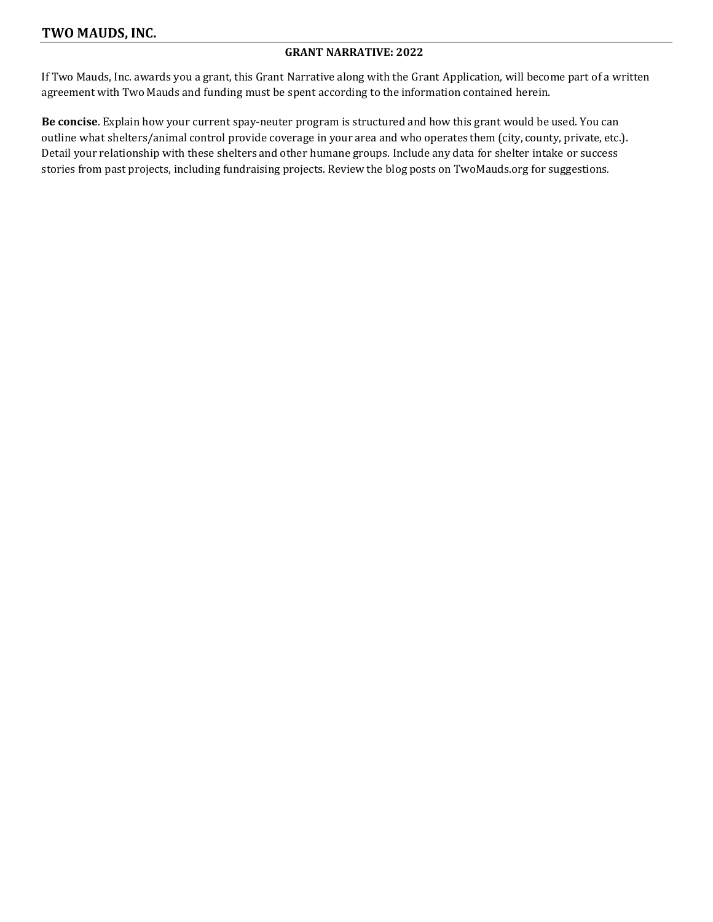**TWO MAUDS, INC.**

**GRANT NARRATIVE: 2022**

If Two Mauds, Inc. awards you a grant, this Grant Narrative along with the Grant Application, will become part of a written agreement with Two Mauds and funding must be spent according to the information contained herein.

**Be concise**. Explain how your current spay-neuter program is structured and how this grant would be used. You can outline what shelters/animal control provide coverage in your area and who operates them (city, county, private, etc.). Detail your relationship with these shelters and other humane groups. Include any data for shelter intake or success stories from past projects, including fundraising projects. Review the blog posts on TwoMauds.org for suggestions.